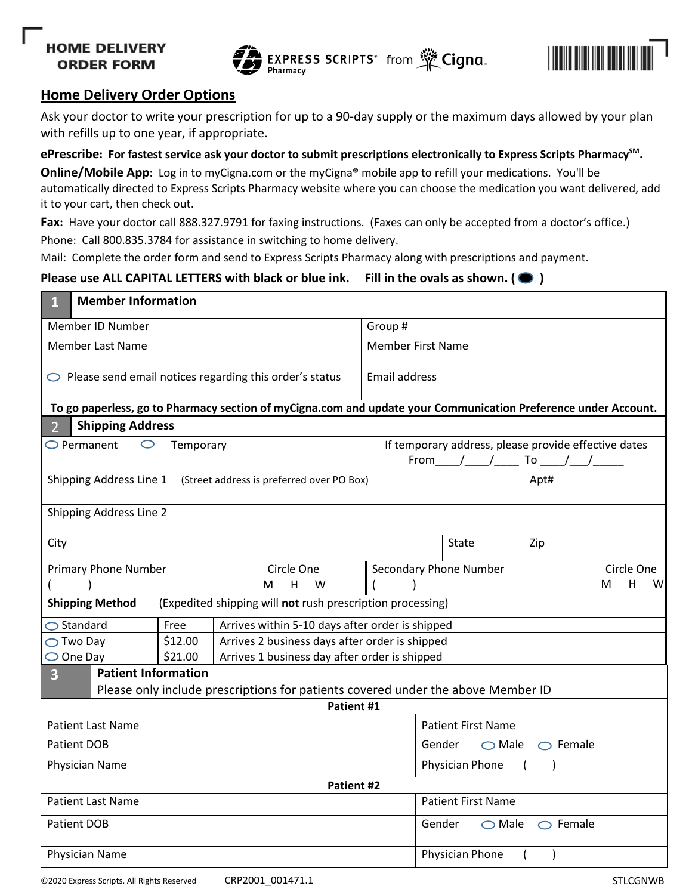# HOME DELIVERY ORDER FORM

EXPRESS SCRIPTS® Pharmacy from Cigna

## Home Delivery Order Options

Ask your doctor to write your prescription for up to a 90-day supply or the maximum days allowed by your plan with refills up to one year, if appropriate.

**ePrescribe: For fastest service ask your doctor to submit prescriptions electronically to Express Scripts Pharmacy℠.**

**Online/Mobile App:** Log in to myCigna.com or the myCigna® mobile app to refill your medications. You'll be automatically directed to Express Scripts Pharmacy website where you can choose the medication you want delivered, add it to your cart, then check out.

**Fax:** Have your doctor call 888.327.9791 for faxing instructions. (Faxes can only be accepted from a doctor's office.)

Phone: Call 800.835.3784 for assistance in switching to home delivery.

Mail: Complete the order form and send to Express Scripts Pharmacy along with prescriptions and payment.

**Please use ALL CAPITAL LETTERS with black or blue ink. Fill in the ovals as shown. ( ● )**

### 1 Member Information

| | |
|---|---|
| Member ID Number | Group # |
| Member Last Name | Member First Name |
| ○ Please send email notices regarding this order's status | Email address |

**To go paperless, go to Pharmacy section of myCigna.com and update your Communication Preference under Account.**

### 2 Shipping Address

○ Permanent ○ Temporary

If temporary address, please provide effective dates From\_\_\_\_/\_\_\_\_/\_\_\_\_ To \_\_\_\_/\_\_\_/\_\_\_\_\_

| | |
|---|---|
| Shipping Address Line 1 (Street address is preferred over PO Box) | Apt# |
| Shipping Address Line 2 | |

| | | |
|---|---|---|
| City | State | Zip |

| | |
|---|---|
| Primary Phone Number ( ) Circle One M H W | Secondary Phone Number ( ) Circle One M H W |

**Shipping Method** (Expedited shipping will **not** rush prescription processing)

| Method | Cost | Delivery |
|---|---|---|
| ○ Standard | Free | Arrives within 5-10 days after order is shipped |
| ○ Two Day | $12.00 | Arrives 2 business days after order is shipped |
| ○ One Day | $21.00 | Arrives 1 business day after order is shipped |

### 3 Patient Information

Please only include prescriptions for patients covered under the above Member ID

**Patient #1**

| | |
|---|---|
| Patient Last Name | Patient First Name |
| Patient DOB | Gender ○ Male ○ Female |
| Physician Name | Physician Phone ( ) |

**Patient #2**

| | |
|---|---|
| Patient Last Name | Patient First Name |
| Patient DOB | Gender ○ Male ○ Female |
| Physician Name | Physician Phone ( ) |

©2020 Express Scripts. All Rights Reserved CRP2001_001471.1 STLCGNWB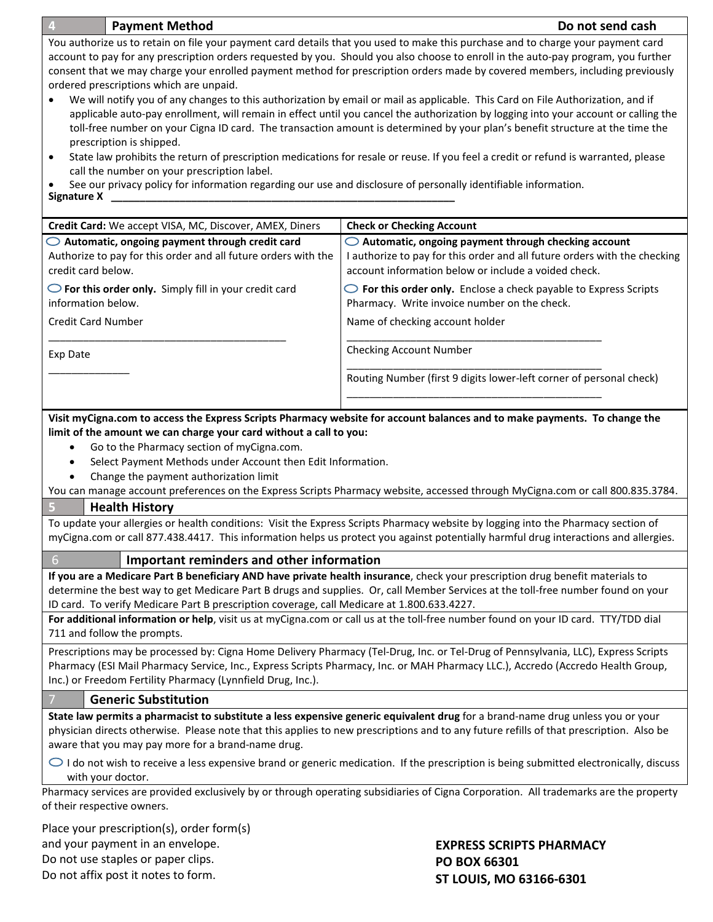## 4 Payment Method — Do not send cash

You authorize us to retain on file your payment card details that you used to make this purchase and to charge your payment card account to pay for any prescription orders requested by you. Should you also choose to enroll in the auto-pay program, you further consent that we may charge your enrolled payment method for prescription orders made by covered members, including previously ordered prescriptions which are unpaid.

- We will notify you of any changes to this authorization by email or mail as applicable. This Card on File Authorization, and if applicable auto-pay enrollment, will remain in effect until you cancel the authorization by logging into your account or calling the toll-free number on your Cigna ID card. The transaction amount is determined by your plan's benefit structure at the time the prescription is shipped.
- State law prohibits the return of prescription medications for resale or reuse. If you feel a credit or refund is warranted, please call the number on your prescription label.
- See our privacy policy for information regarding our use and disclosure of personally identifiable information.

**Signature X** ______________________________________________

| **Credit Card:** We accept VISA, MC, Discover, AMEX, Diners | **Check or Checking Account** |
|---|---|
| ◯ **Automatic, ongoing payment through credit card** Authorize to pay for this order and all future orders with the credit card below. | ◯ **Automatic, ongoing payment through checking account** I authorize to pay for this order and all future orders with the checking account information below or include a voided check. |
| ◯ **For this order only.** Simply fill in your credit card information below. | ◯ **For this order only.** Enclose a check payable to Express Scripts Pharmacy. Write invoice number on the check. |
| Credit Card Number ______________________________ | Name of checking account holder ______________________________ |
| Exp Date ____________ | Checking Account Number ______________________________ |
| | Routing Number (first 9 digits lower-left corner of personal check) ______________________________ |

**Visit myCigna.com to access the Express Scripts Pharmacy website for account balances and to make payments. To change the limit of the amount we can charge your card without a call to you:**

- Go to the Pharmacy section of myCigna.com.
- Select Payment Methods under Account then Edit Information.
- Change the payment authorization limit

You can manage account preferences on the Express Scripts Pharmacy website, accessed through MyCigna.com or call 800.835.3784.

## 5 Health History

To update your allergies or health conditions: Visit the Express Scripts Pharmacy website by logging into the Pharmacy section of myCigna.com or call 877.438.4417. This information helps us protect you against potentially harmful drug interactions and allergies.

## 6 Important reminders and other information

**If you are a Medicare Part B beneficiary AND have private health insurance**, check your prescription drug benefit materials to determine the best way to get Medicare Part B drugs and supplies. Or, call Member Services at the toll-free number found on your ID card. To verify Medicare Part B prescription coverage, call Medicare at 1.800.633.4227.

**For additional information or help**, visit us at myCigna.com or call us at the toll-free number found on your ID card. TTY/TDD dial 711 and follow the prompts.

Prescriptions may be processed by: Cigna Home Delivery Pharmacy (Tel-Drug, Inc. or Tel-Drug of Pennsylvania, LLC), Express Scripts Pharmacy (ESI Mail Pharmacy Service, Inc., Express Scripts Pharmacy, Inc. or MAH Pharmacy LLC.), Accredo (Accredo Health Group, Inc.) or Freedom Fertility Pharmacy (Lynnfield Drug, Inc.).

## 7 Generic Substitution

**State law permits a pharmacist to substitute a less expensive generic equivalent drug** for a brand-name drug unless you or your physician directs otherwise. Please note that this applies to new prescriptions and to any future refills of that prescription. Also be aware that you may pay more for a brand-name drug.

◯ I do not wish to receive a less expensive brand or generic medication. If the prescription is being submitted electronically, discuss with your doctor.

Pharmacy services are provided exclusively by or through operating subsidiaries of Cigna Corporation. All trademarks are the property of their respective owners.

Place your prescription(s), order form(s)
and your payment in an envelope.
Do not use staples or paper clips.
Do not affix post it notes to form.

**EXPRESS SCRIPTS PHARMACY**
**PO BOX 66301**
**ST LOUIS, MO 63166-6301**